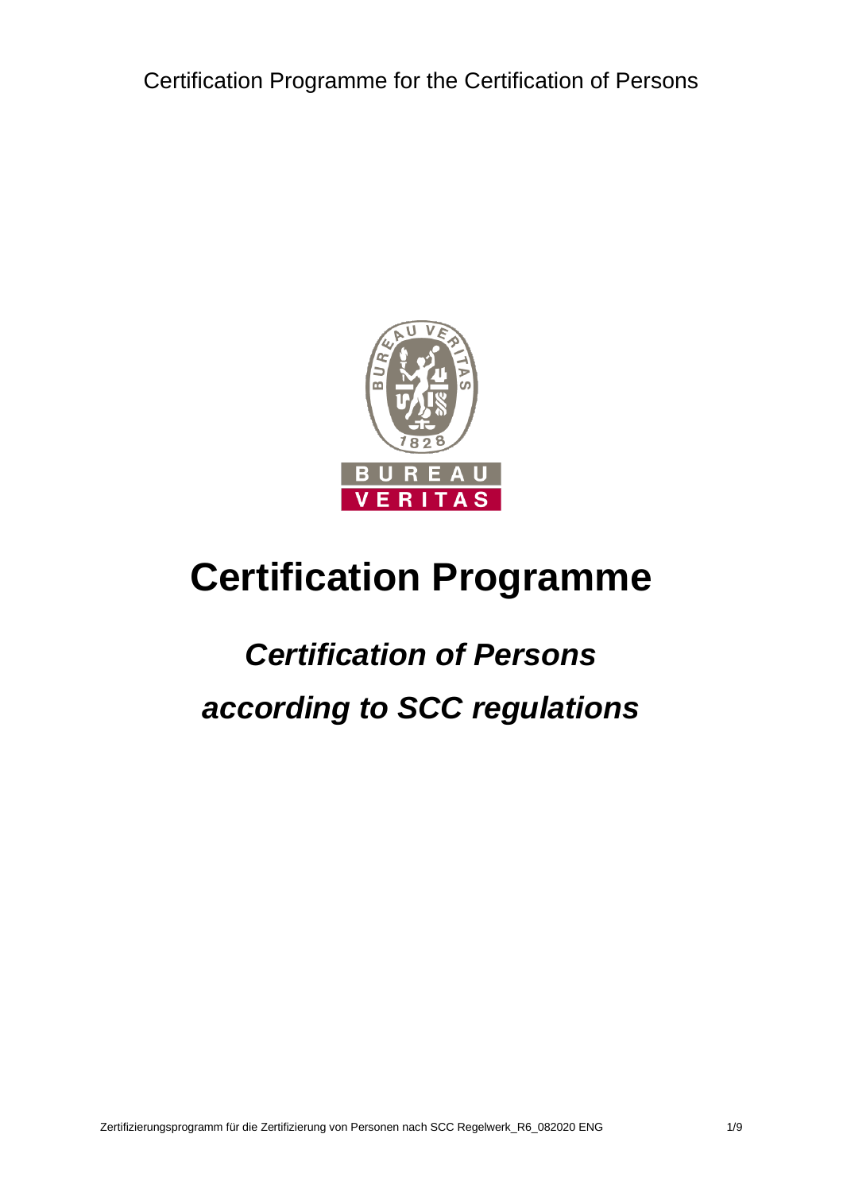# Certification Programme

## *Certification of Persons according to SCC regulations*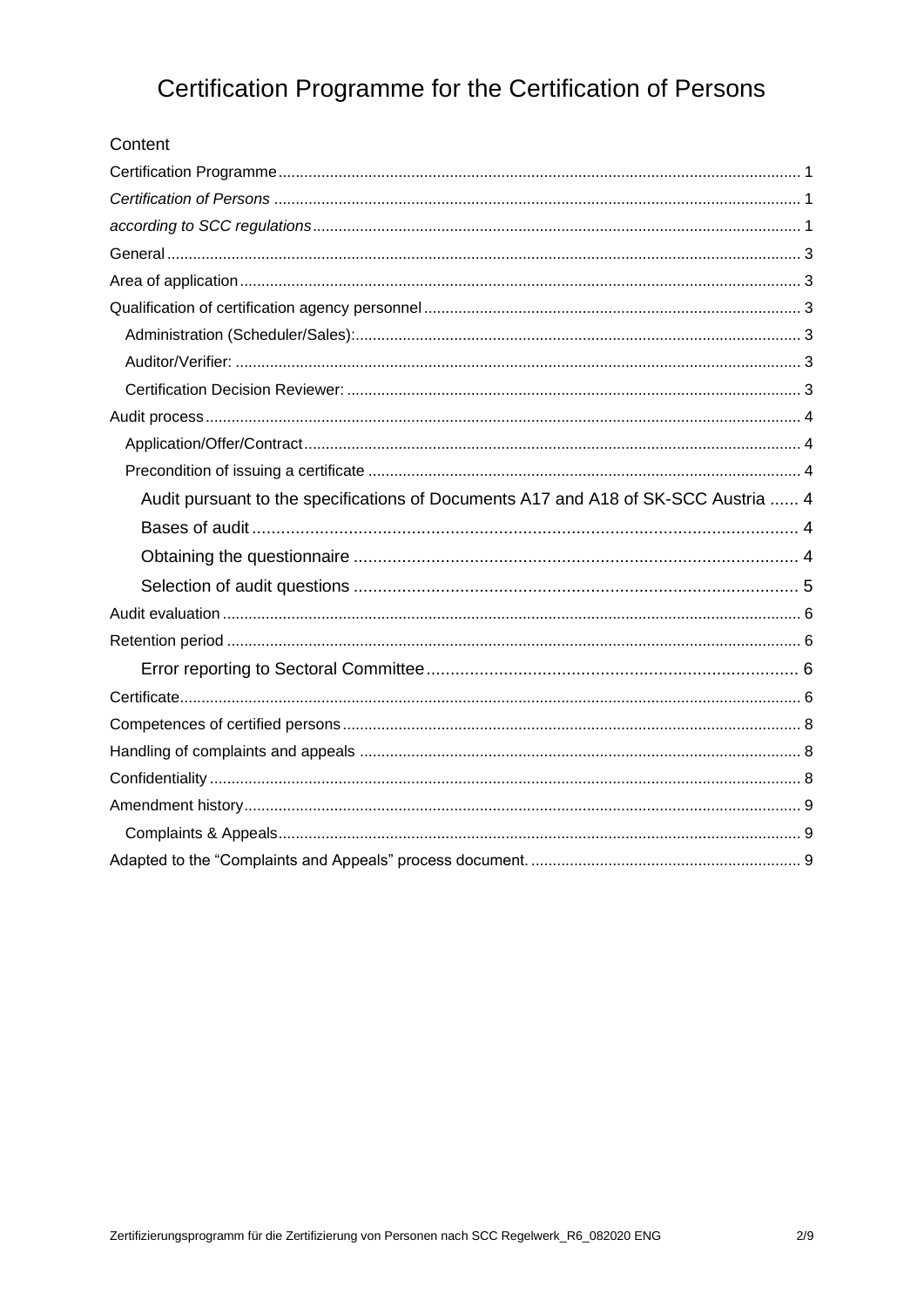# Certification Programme for the Certification of Persons

Content

- Certification Programme ... 1
- *Certification of Persons* ... 1
- *according to SCC regulations* ... 1
- General ... 3
- Area of application ... 3
- Qualification of certification agency personnel ... 3
  - Administration (Scheduler/Sales): ... 3
  - Auditor/Verifier: ... 3
  - Certification Decision Reviewer: ... 3
- Audit process ... 4
  - Application/Offer/Contract ... 4
  - Precondition of issuing a certificate ... 4
    - Audit pursuant to the specifications of Documents A17 and A18 of SK-SCC Austria ... 4
    - Bases of audit ... 4
    - Obtaining the questionnaire ... 4
    - Selection of audit questions ... 5
- Audit evaluation ... 6
- Retention period ... 6
  - Error reporting to Sectoral Committee ... 6
- Certificate ... 6
- Competences of certified persons ... 8
- Handling of complaints and appeals ... 8
- Confidentiality ... 8
- Amendment history ... 9
  - Complaints & Appeals ... 9
- Adapted to the "Complaints and Appeals" process document. ... 9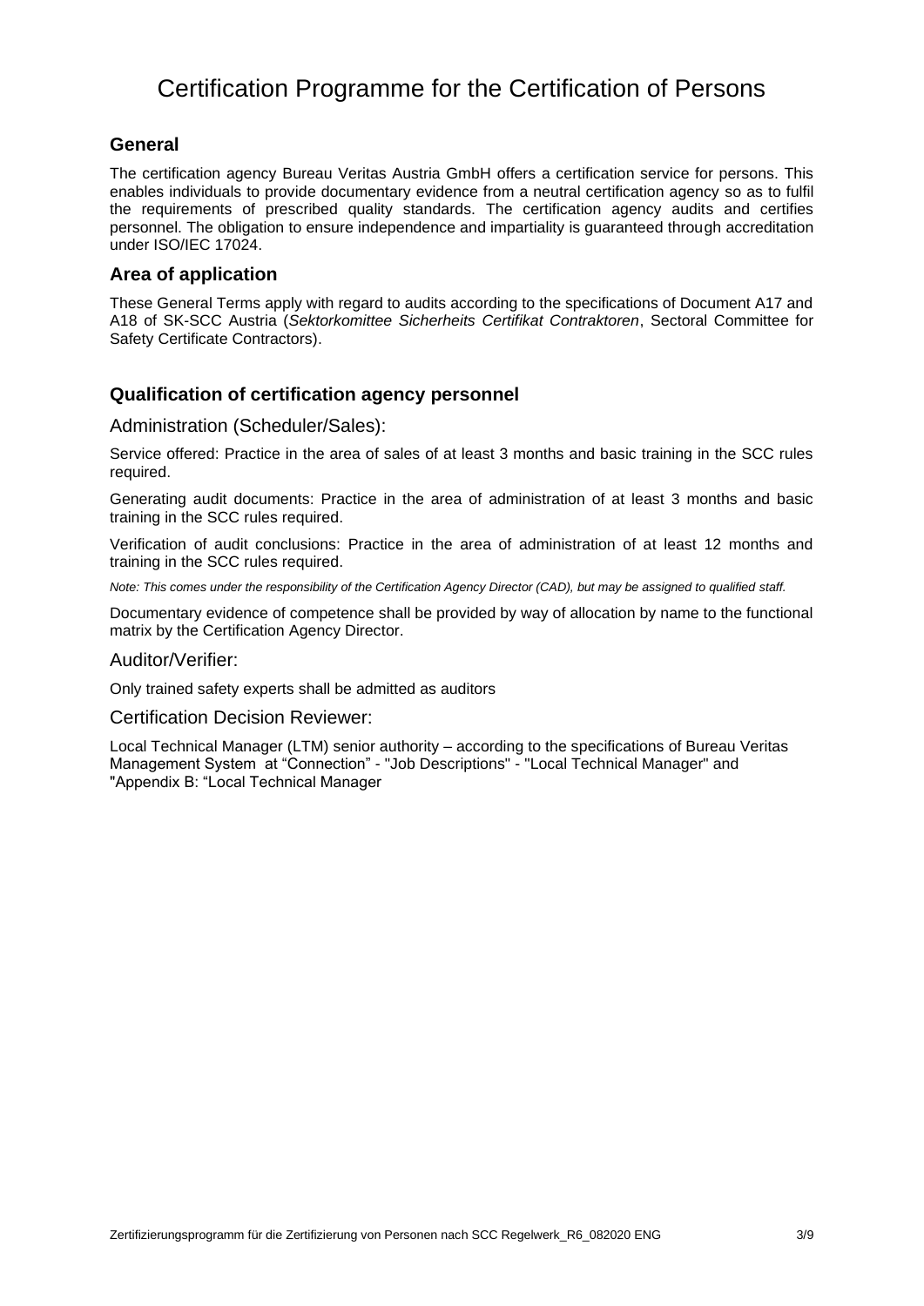# Certification Programme for the Certification of Persons

## General

The certification agency Bureau Veritas Austria GmbH offers a certification service for persons. This enables individuals to provide documentary evidence from a neutral certification agency so as to fulfil the requirements of prescribed quality standards. The certification agency audits and certifies personnel. The obligation to ensure independence and impartiality is guaranteed through accreditation under ISO/IEC 17024.

## Area of application

These General Terms apply with regard to audits according to the specifications of Document A17 and A18 of SK-SCC Austria (*Sektorkomittee Sicherheits Certifikat Contraktoren*, Sectoral Committee for Safety Certificate Contractors).

## Qualification of certification agency personnel

### Administration (Scheduler/Sales):

Service offered: Practice in the area of sales of at least 3 months and basic training in the SCC rules required.

Generating audit documents: Practice in the area of administration of at least 3 months and basic training in the SCC rules required.

Verification of audit conclusions: Practice in the area of administration of at least 12 months and training in the SCC rules required.

*Note: This comes under the responsibility of the Certification Agency Director (CAD), but may be assigned to qualified staff.*

Documentary evidence of competence shall be provided by way of allocation by name to the functional matrix by the Certification Agency Director.

### Auditor/Verifier:

Only trained safety experts shall be admitted as auditors

### Certification Decision Reviewer:

Local Technical Manager (LTM) senior authority – according to the specifications of Bureau Veritas Management System at "Connection" - "Job Descriptions" - "Local Technical Manager" and "Appendix B: "Local Technical Manager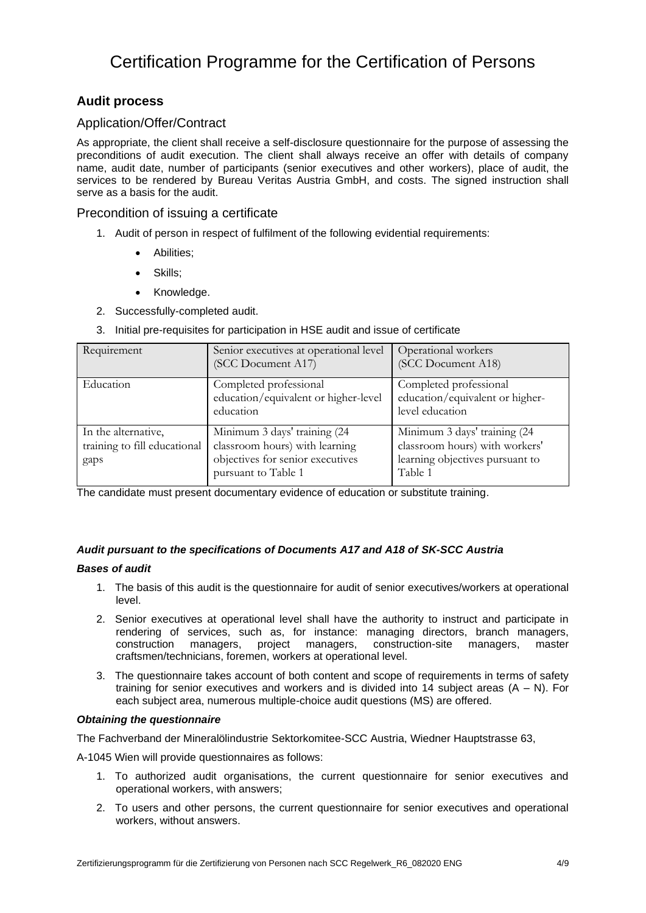# Certification Programme for the Certification of Persons

## Audit process

### Application/Offer/Contract

As appropriate, the client shall receive a self-disclosure questionnaire for the purpose of assessing the preconditions of audit execution. The client shall always receive an offer with details of company name, audit date, number of participants (senior executives and other workers), place of audit, the services to be rendered by Bureau Veritas Austria GmbH, and costs. The signed instruction shall serve as a basis for the audit.

### Precondition of issuing a certificate

1. Audit of person in respect of fulfilment of the following evidential requirements:
   - Abilities;
   - Skills;
   - Knowledge.
2. Successfully-completed audit.
3. Initial pre-requisites for participation in HSE audit and issue of certificate

| Requirement | Senior executives at operational level (SCC Document A17) | Operational workers (SCC Document A18) |
|---|---|---|
| Education | Completed professional education/equivalent or higher-level education | Completed professional education/equivalent or higher-level education |
| In the alternative, training to fill educational gaps | Minimum 3 days' training (24 classroom hours) with learning objectives for senior executives pursuant to Table 1 | Minimum 3 days' training (24 classroom hours) with workers' learning objectives pursuant to Table 1 |

The candidate must present documentary evidence of education or substitute training.

***Audit pursuant to the specifications of Documents A17 and A18 of SK-SCC Austria***

***Bases of audit***

1. The basis of this audit is the questionnaire for audit of senior executives/workers at operational level.
2. Senior executives at operational level shall have the authority to instruct and participate in rendering of services, such as, for instance: managing directors, branch managers, construction managers, project managers, construction-site managers, master craftsmen/technicians, foremen, workers at operational level.
3. The questionnaire takes account of both content and scope of requirements in terms of safety training for senior executives and workers and is divided into 14 subject areas (A – N). For each subject area, numerous multiple-choice audit questions (MS) are offered.

***Obtaining the questionnaire***

The Fachverband der Mineralölindustrie Sektorkomitee-SCC Austria, Wiedner Hauptstrasse 63,

A-1045 Wien will provide questionnaires as follows:

1. To authorized audit organisations, the current questionnaire for senior executives and operational workers, with answers;
2. To users and other persons, the current questionnaire for senior executives and operational workers, without answers.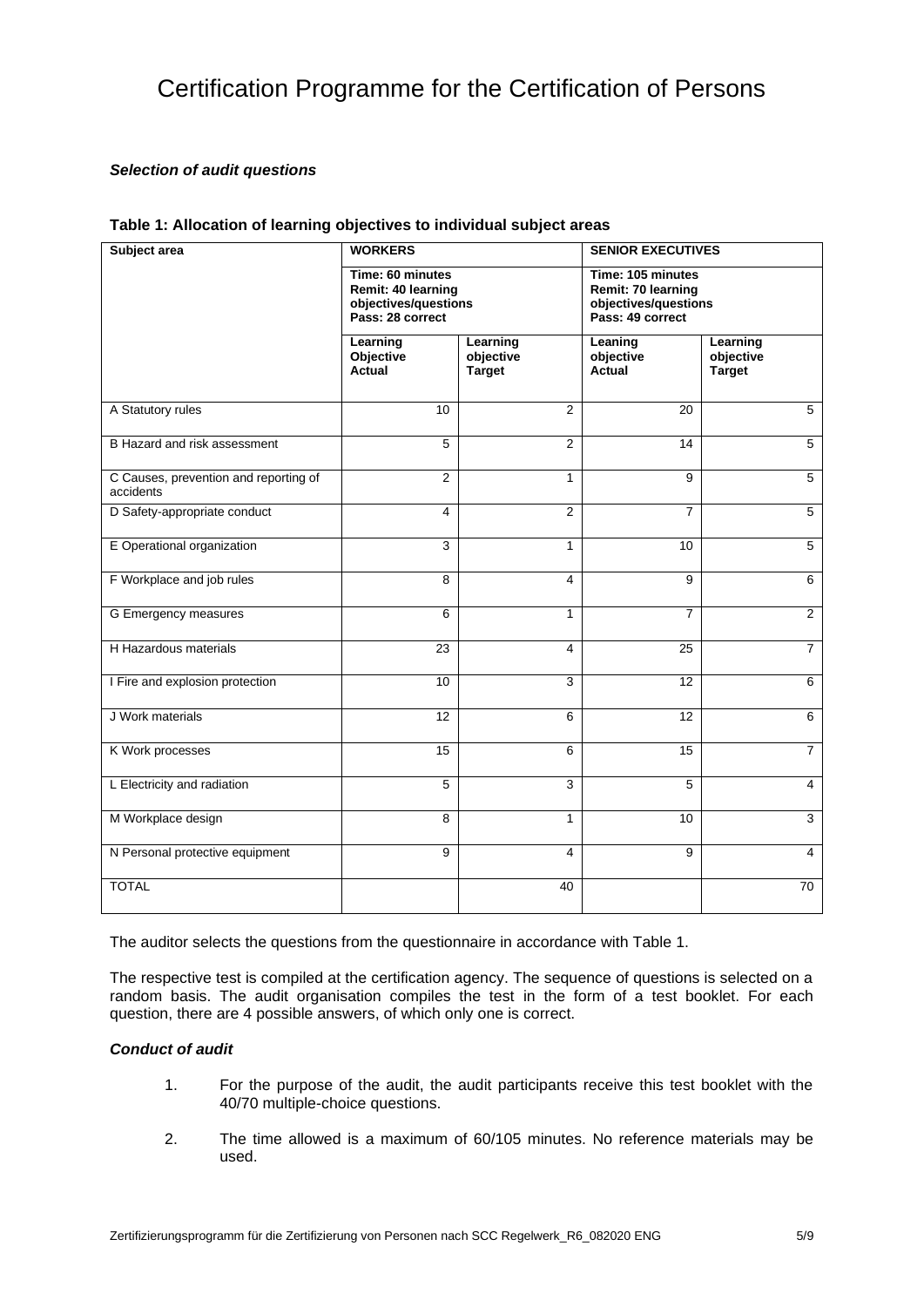# Certification Programme for the Certification of Persons

***Selection of audit questions***

**Table 1: Allocation of learning objectives to individual subject areas**

| Subject area | WORKERS | | SENIOR EXECUTIVES | |
|---|---|---|---|---|
| | Time: 60 minutes<br>Remit: 40 learning objectives/questions<br>Pass: 28 correct | | Time: 105 minutes<br>Remit: 70 learning objectives/questions<br>Pass: 49 correct | |
| | Learning Objective Actual | Learning objective Target | Leaning objective Actual | Learning objective Target |
| A Statutory rules | 10 | 2 | 20 | 5 |
| B Hazard and risk assessment | 5 | 2 | 14 | 5 |
| C Causes, prevention and reporting of accidents | 2 | 1 | 9 | 5 |
| D Safety-appropriate conduct | 4 | 2 | 7 | 5 |
| E Operational organization | 3 | 1 | 10 | 5 |
| F Workplace and job rules | 8 | 4 | 9 | 6 |
| G Emergency measures | 6 | 1 | 7 | 2 |
| H Hazardous materials | 23 | 4 | 25 | 7 |
| I Fire and explosion protection | 10 | 3 | 12 | 6 |
| J Work materials | 12 | 6 | 12 | 6 |
| K Work processes | 15 | 6 | 15 | 7 |
| L Electricity and radiation | 5 | 3 | 5 | 4 |
| M Workplace design | 8 | 1 | 10 | 3 |
| N Personal protective equipment | 9 | 4 | 9 | 4 |
| TOTAL | | 40 | | 70 |

The auditor selects the questions from the questionnaire in accordance with Table 1.

The respective test is compiled at the certification agency. The sequence of questions is selected on a random basis. The audit organisation compiles the test in the form of a test booklet. For each question, there are 4 possible answers, of which only one is correct.

***Conduct of audit***

1. For the purpose of the audit, the audit participants receive this test booklet with the 40/70 multiple-choice questions.

2. The time allowed is a maximum of 60/105 minutes. No reference materials may be used.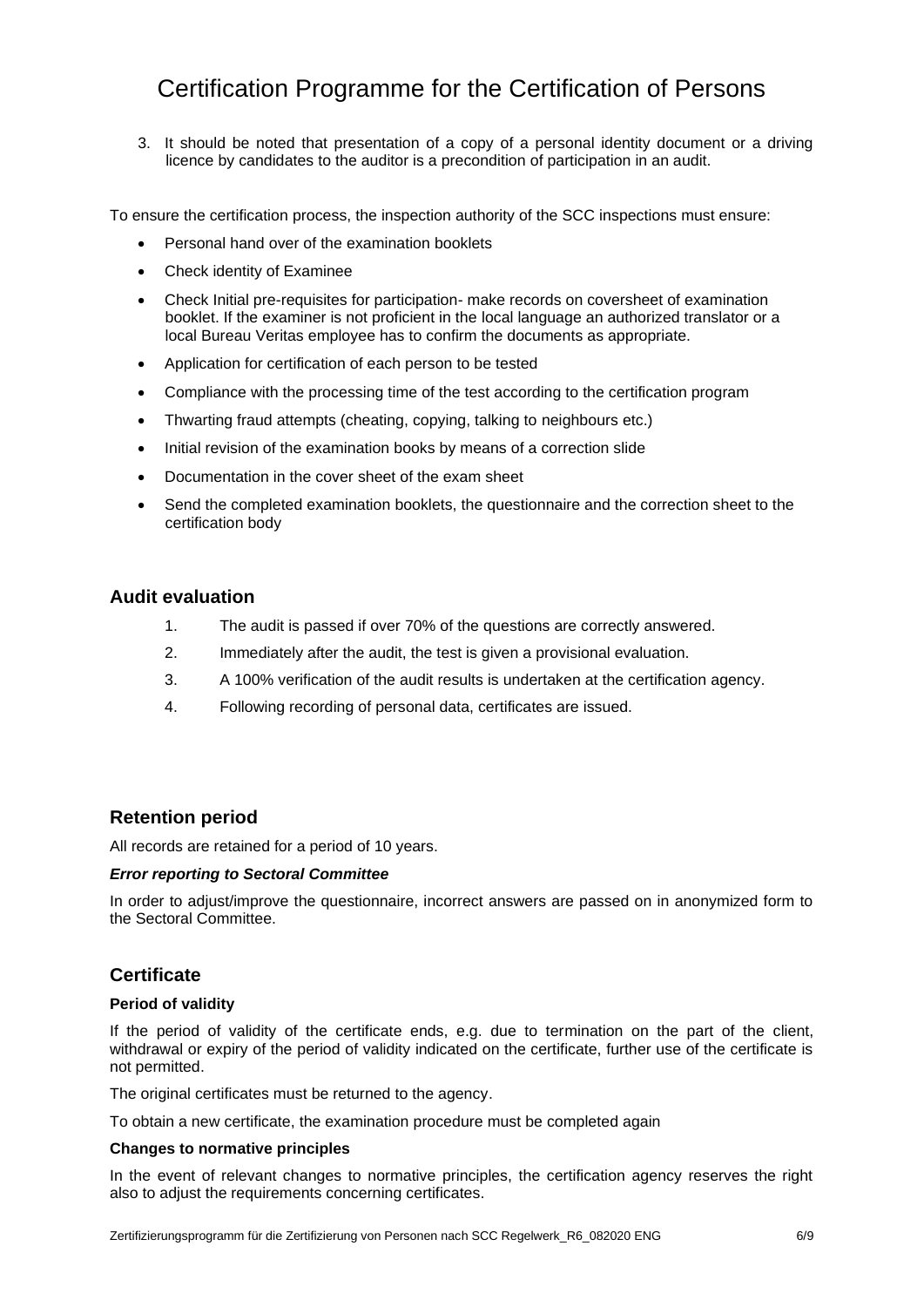3. It should be noted that presentation of a copy of a personal identity document or a driving licence by candidates to the auditor is a precondition of participation in an audit.

To ensure the certification process, the inspection authority of the SCC inspections must ensure:

- Personal hand over of the examination booklets
- Check identity of Examinee
- Check Initial pre-requisites for participation- make records on coversheet of examination booklet. If the examiner is not proficient in the local language an authorized translator or a local Bureau Veritas employee has to confirm the documents as appropriate.
- Application for certification of each person to be tested
- Compliance with the processing time of the test according to the certification program
- Thwarting fraud attempts (cheating, copying, talking to neighbours etc.)
- Initial revision of the examination books by means of a correction slide
- Documentation in the cover sheet of the exam sheet
- Send the completed examination booklets, the questionnaire and the correction sheet to the certification body

## Audit evaluation

1. The audit is passed if over 70% of the questions are correctly answered.
2. Immediately after the audit, the test is given a provisional evaluation.
3. A 100% verification of the audit results is undertaken at the certification agency.
4. Following recording of personal data, certificates are issued.

## Retention period

All records are retained for a period of 10 years.

***Error reporting to Sectoral Committee***

In order to adjust/improve the questionnaire, incorrect answers are passed on in anonymized form to the Sectoral Committee.

## Certificate

**Period of validity**

If the period of validity of the certificate ends, e.g. due to termination on the part of the client, withdrawal or expiry of the period of validity indicated on the certificate, further use of the certificate is not permitted.

The original certificates must be returned to the agency.

To obtain a new certificate, the examination procedure must be completed again

**Changes to normative principles**

In the event of relevant changes to normative principles, the certification agency reserves the right also to adjust the requirements concerning certificates.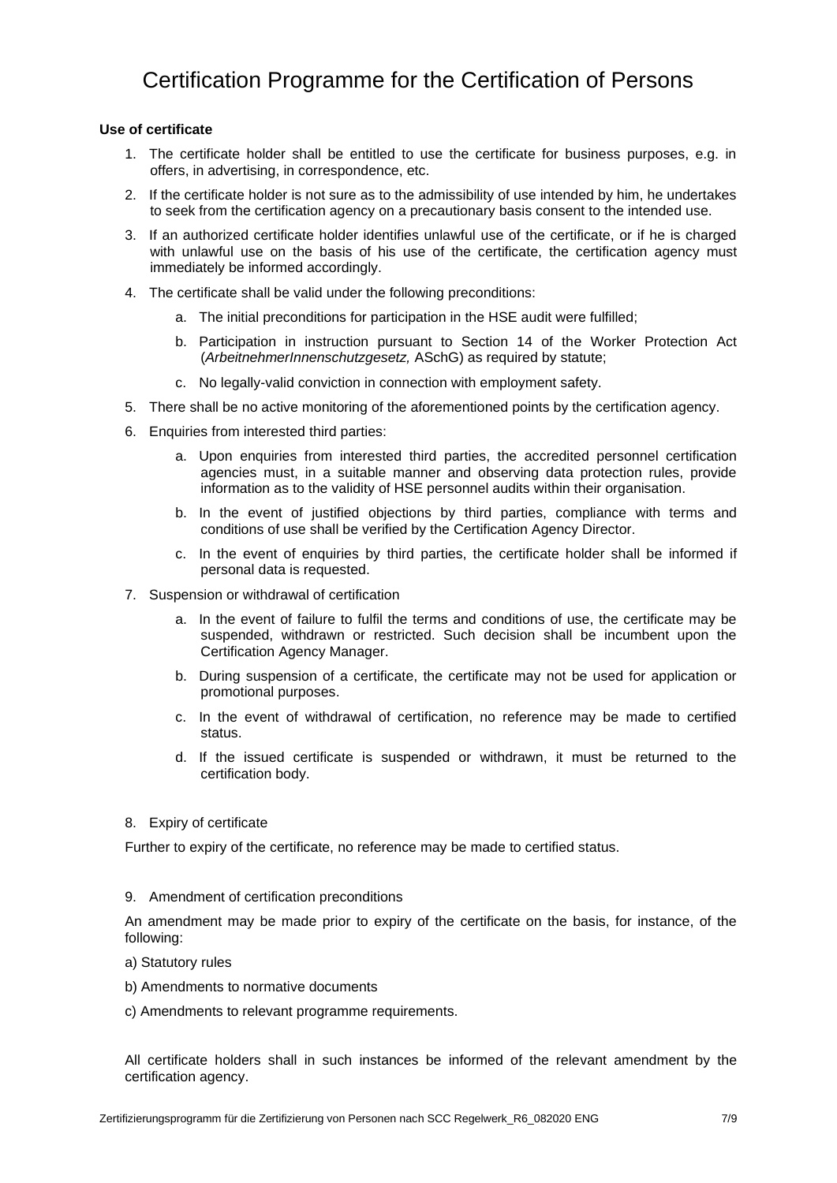# Certification Programme for the Certification of Persons

**Use of certificate**

1. The certificate holder shall be entitled to use the certificate for business purposes, e.g. in offers, in advertising, in correspondence, etc.
2. If the certificate holder is not sure as to the admissibility of use intended by him, he undertakes to seek from the certification agency on a precautionary basis consent to the intended use.
3. If an authorized certificate holder identifies unlawful use of the certificate, or if he is charged with unlawful use on the basis of his use of the certificate, the certification agency must immediately be informed accordingly.
4. The certificate shall be valid under the following preconditions:
   a. The initial preconditions for participation in the HSE audit were fulfilled;
   b. Participation in instruction pursuant to Section 14 of the Worker Protection Act (*ArbeitnehmerInnenschutzgesetz,* ASchG) as required by statute;
   c. No legally-valid conviction in connection with employment safety.
5. There shall be no active monitoring of the aforementioned points by the certification agency.
6. Enquiries from interested third parties:
   a. Upon enquiries from interested third parties, the accredited personnel certification agencies must, in a suitable manner and observing data protection rules, provide information as to the validity of HSE personnel audits within their organisation.
   b. In the event of justified objections by third parties, compliance with terms and conditions of use shall be verified by the Certification Agency Director.
   c. In the event of enquiries by third parties, the certificate holder shall be informed if personal data is requested.
7. Suspension or withdrawal of certification
   a. In the event of failure to fulfil the terms and conditions of use, the certificate may be suspended, withdrawn or restricted. Such decision shall be incumbent upon the Certification Agency Manager.
   b. During suspension of a certificate, the certificate may not be used for application or promotional purposes.
   c. In the event of withdrawal of certification, no reference may be made to certified status.
   d. If the issued certificate is suspended or withdrawn, it must be returned to the certification body.

8. Expiry of certificate

Further to expiry of the certificate, no reference may be made to certified status.

9. Amendment of certification preconditions

An amendment may be made prior to expiry of the certificate on the basis, for instance, of the following:

a) Statutory rules

b) Amendments to normative documents

c) Amendments to relevant programme requirements.

All certificate holders shall in such instances be informed of the relevant amendment by the certification agency.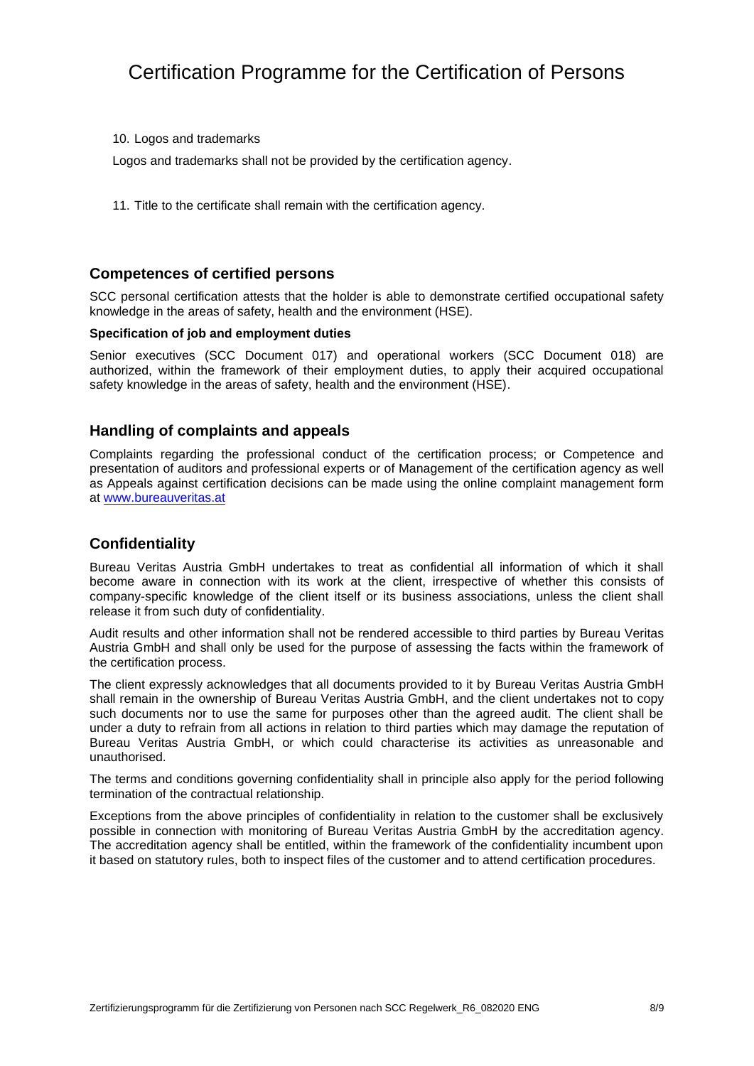10. Logos and trademarks

Logos and trademarks shall not be provided by the certification agency.

11. Title to the certificate shall remain with the certification agency.

## Competences of certified persons

SCC personal certification attests that the holder is able to demonstrate certified occupational safety knowledge in the areas of safety, health and the environment (HSE).

**Specification of job and employment duties**

Senior executives (SCC Document 017) and operational workers (SCC Document 018) are authorized, within the framework of their employment duties, to apply their acquired occupational safety knowledge in the areas of safety, health and the environment (HSE).

## Handling of complaints and appeals

Complaints regarding the professional conduct of the certification process; or Competence and presentation of auditors and professional experts or of Management of the certification agency as well as Appeals against certification decisions can be made using the online complaint management form at www.bureauveritas.at

## Confidentiality

Bureau Veritas Austria GmbH undertakes to treat as confidential all information of which it shall become aware in connection with its work at the client, irrespective of whether this consists of company-specific knowledge of the client itself or its business associations, unless the client shall release it from such duty of confidentiality.

Audit results and other information shall not be rendered accessible to third parties by Bureau Veritas Austria GmbH and shall only be used for the purpose of assessing the facts within the framework of the certification process.

The client expressly acknowledges that all documents provided to it by Bureau Veritas Austria GmbH shall remain in the ownership of Bureau Veritas Austria GmbH, and the client undertakes not to copy such documents nor to use the same for purposes other than the agreed audit. The client shall be under a duty to refrain from all actions in relation to third parties which may damage the reputation of Bureau Veritas Austria GmbH, or which could characterise its activities as unreasonable and unauthorised.

The terms and conditions governing confidentiality shall in principle also apply for the period following termination of the contractual relationship.

Exceptions from the above principles of confidentiality in relation to the customer shall be exclusively possible in connection with monitoring of Bureau Veritas Austria GmbH by the accreditation agency. The accreditation agency shall be entitled, within the framework of the confidentiality incumbent upon it based on statutory rules, both to inspect files of the customer and to attend certification procedures.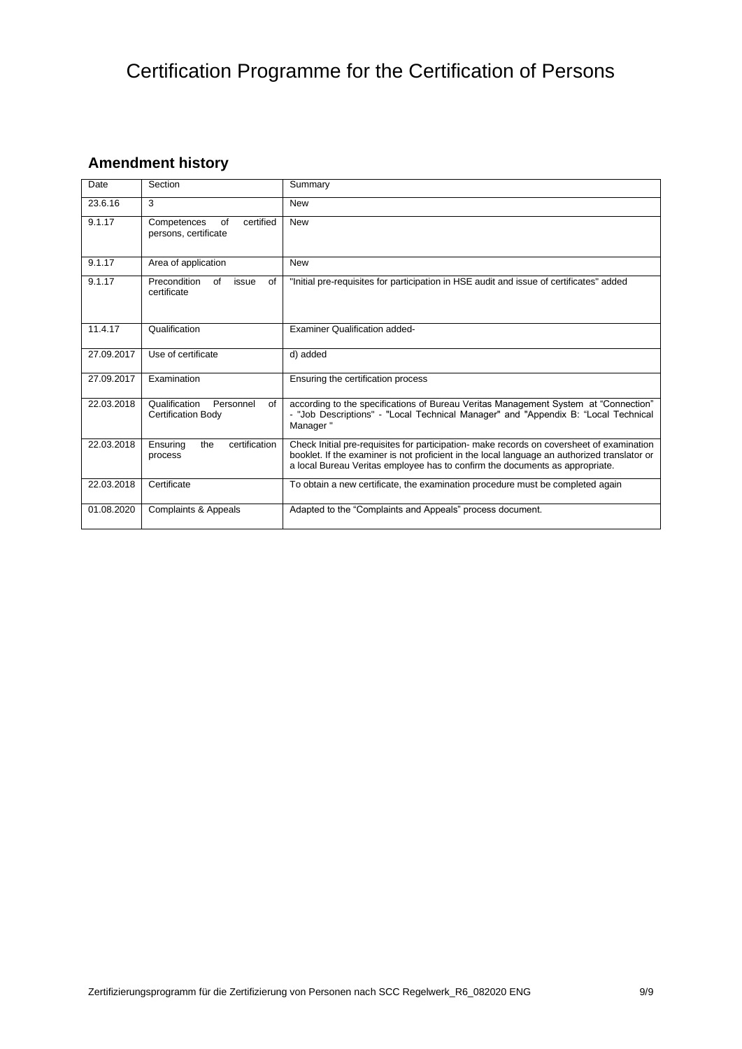# Certification Programme for the Certification of Persons

## Amendment history

| Date | Section | Summary |
|---|---|---|
| 23.6.16 | 3 | New |
| 9.1.17 | Competences of certified persons, certificate | New |
| 9.1.17 | Area of application | New |
| 9.1.17 | Precondition of issue of certificate | "Initial pre-requisites for participation in HSE audit and issue of certificates" added |
| 11.4.17 | Qualification | Examiner Qualification added- |
| 27.09.2017 | Use of certificate | d) added |
| 27.09.2017 | Examination | Ensuring the certification process |
| 22.03.2018 | Qualification Personnel of Certification Body | according to the specifications of Bureau Veritas Management System at "Connection" - "Job Descriptions" - "Local Technical Manager" and "Appendix B: "Local Technical Manager " |
| 22.03.2018 | Ensuring the certification process | Check Initial pre-requisites for participation- make records on coversheet of examination booklet. If the examiner is not proficient in the local language an authorized translator or a local Bureau Veritas employee has to confirm the documents as appropriate. |
| 22.03.2018 | Certificate | To obtain a new certificate, the examination procedure must be completed again |
| 01.08.2020 | Complaints & Appeals | Adapted to the "Complaints and Appeals" process document. |